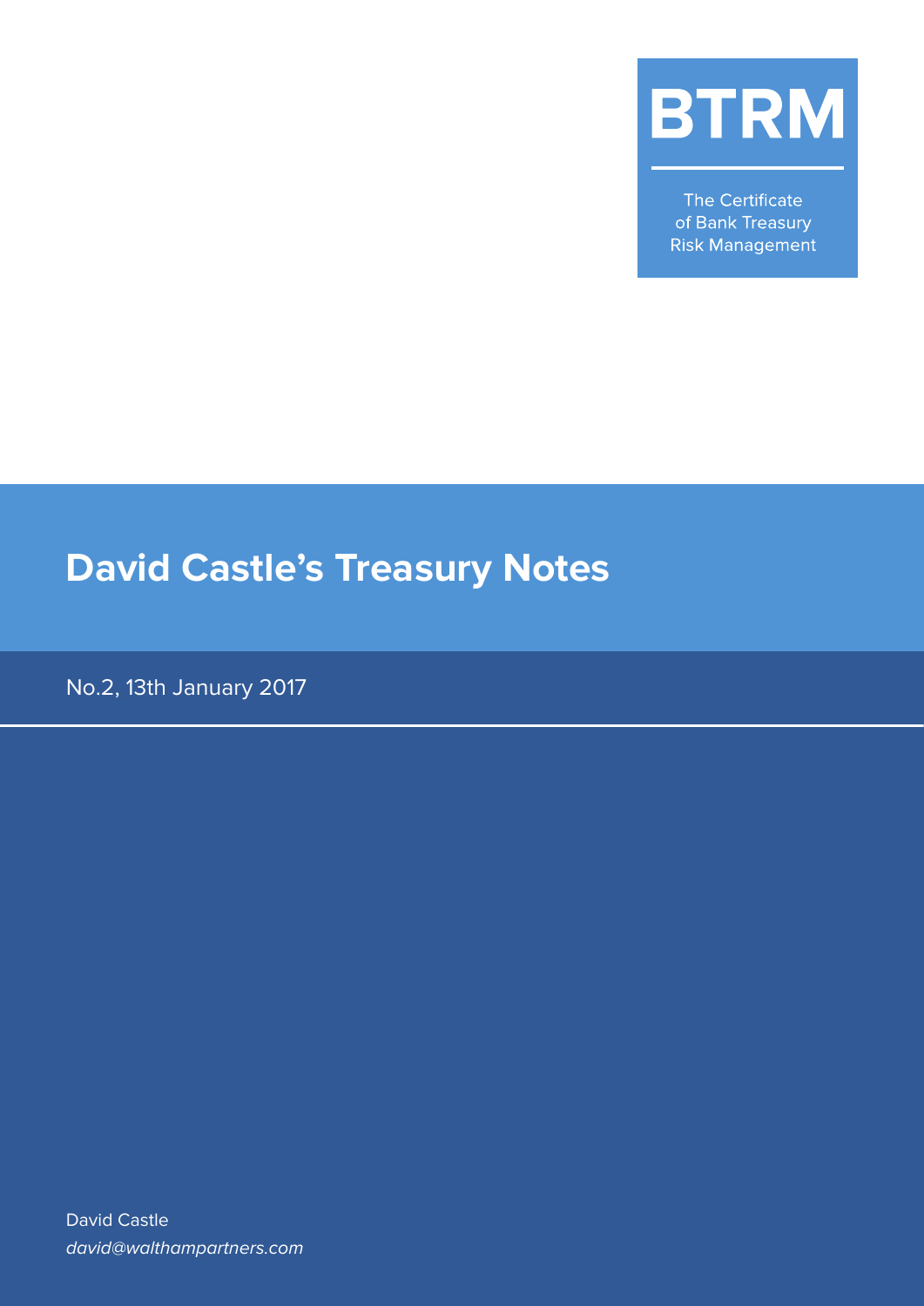**BTRM**

The Certificate of Bank Treasury Risk Management

# David Castle's Treasury Notes

No.2, 13th January 2017

David Castle

*david@walthampartners.com*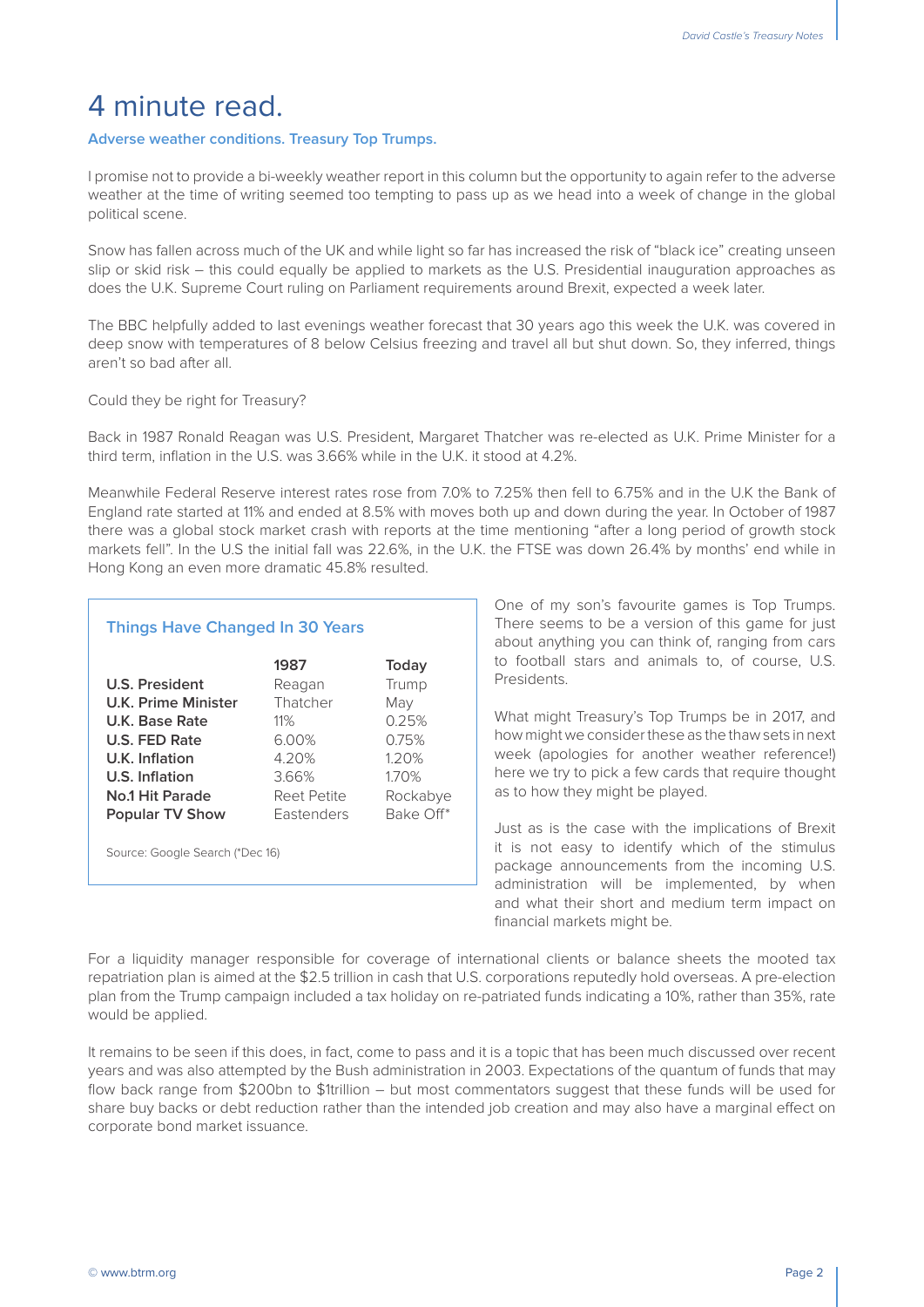# 4 minute read.

**Adverse weather conditions. Treasury Top Trumps.**

I promise not to provide a bi-weekly weather report in this column but the opportunity to again refer to the adverse weather at the time of writing seemed too tempting to pass up as we head into a week of change in the global political scene.

Snow has fallen across much of the UK and while light so far has increased the risk of "black ice" creating unseen slip or skid risk – this could equally be applied to markets as the U.S. Presidential inauguration approaches as does the U.K. Supreme Court ruling on Parliament requirements around Brexit, expected a week later.

The BBC helpfully added to last evenings weather forecast that 30 years ago this week the U.K. was covered in deep snow with temperatures of 8 below Celsius freezing and travel all but shut down. So, they inferred, things aren't so bad after all.

Could they be right for Treasury?

Back in 1987 Ronald Reagan was U.S. President, Margaret Thatcher was re-elected as U.K. Prime Minister for a third term, inflation in the U.S. was 3.66% while in the U.K. it stood at 4.2%.

Meanwhile Federal Reserve interest rates rose from 7.0% to 7.25% then fell to 6.75% and in the U.K the Bank of England rate started at 11% and ended at 8.5% with moves both up and down during the year. In October of 1987 there was a global stock market crash with reports at the time mentioning "after a long period of growth stock markets fell". In the U.S the initial fall was 22.6%, in the U.K. the FTSE was down 26.4% by months' end while in Hong Kong an even more dramatic 45.8% resulted.

**Things Have Changed In 30 Years**

| | 1987 | Today |
|---|---|---|
| **U.S. President** | Reagan | Trump |
| **U.K. Prime Minister** | Thatcher | May |
| **U.K. Base Rate** | 11% | 0.25% |
| **U.S. FED Rate** | 6.00% | 0.75% |
| **U.K. Inflation** | 4.20% | 1.20% |
| **U.S. Inflation** | 3.66% | 1.70% |
| **No.1 Hit Parade** | Reet Petite | Rockabye |
| **Popular TV Show** | Eastenders | Bake Off* |

Source: Google Search (*Dec 16)

One of my son's favourite games is Top Trumps. There seems to be a version of this game for just about anything you can think of, ranging from cars to football stars and animals to, of course, U.S. Presidents.

What might Treasury's Top Trumps be in 2017, and how might we consider these as the thaw sets in next week (apologies for another weather reference!) here we try to pick a few cards that require thought as to how they might be played.

Just as is the case with the implications of Brexit it is not easy to identify which of the stimulus package announcements from the incoming U.S. administration will be implemented, by when and what their short and medium term impact on financial markets might be.

For a liquidity manager responsible for coverage of international clients or balance sheets the mooted tax repatriation plan is aimed at the $2.5 trillion in cash that U.S. corporations reputedly hold overseas. A pre-election plan from the Trump campaign included a tax holiday on re-patriated funds indicating a 10%, rather than 35%, rate would be applied.

It remains to be seen if this does, in fact, come to pass and it is a topic that has been much discussed over recent years and was also attempted by the Bush administration in 2003. Expectations of the quantum of funds that may flow back range from $200bn to $1trillion – but most commentators suggest that these funds will be used for share buy backs or debt reduction rather than the intended job creation and may also have a marginal effect on corporate bond market issuance.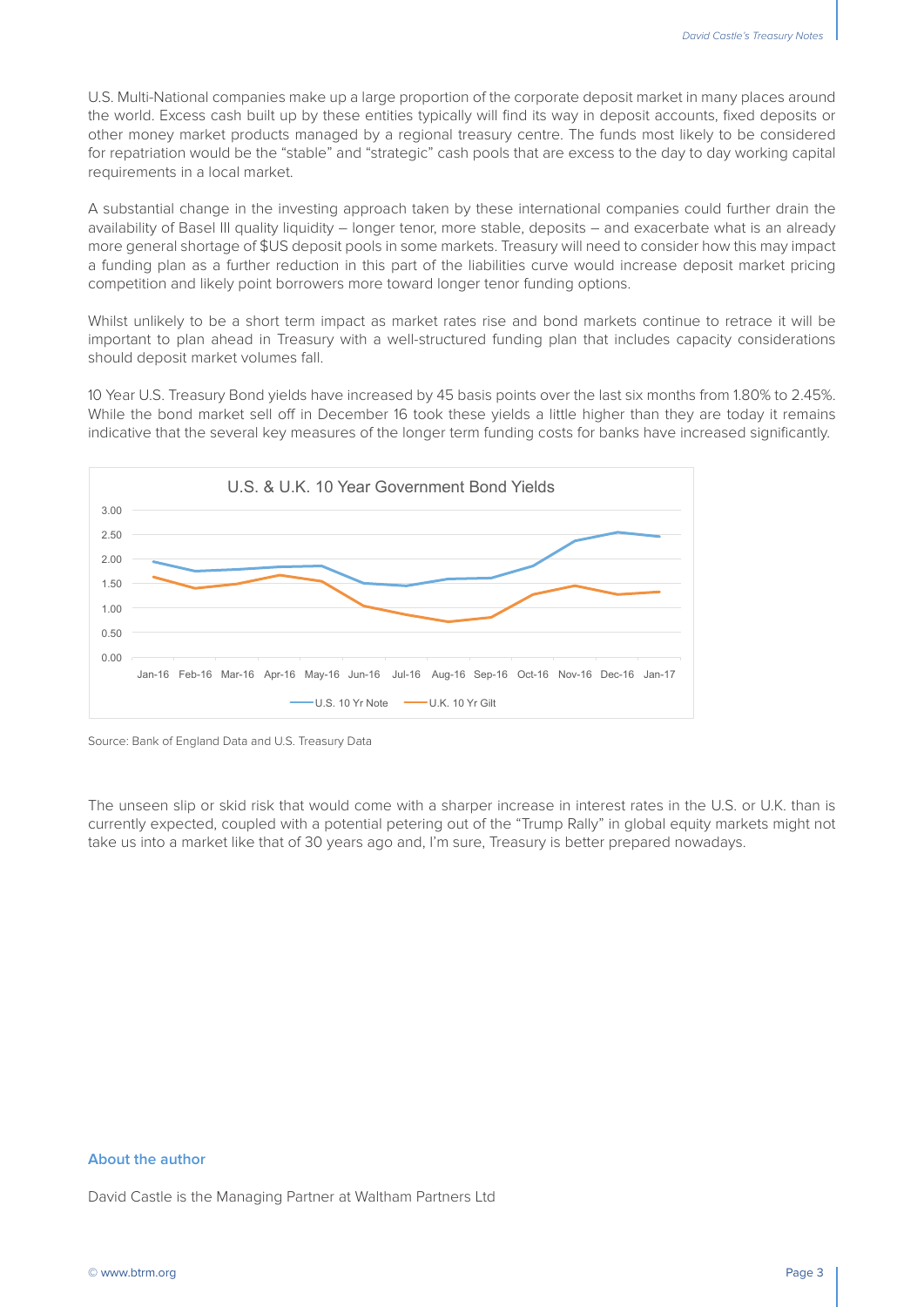U.S. Multi-National companies make up a large proportion of the corporate deposit market in many places around the world. Excess cash built up by these entities typically will find its way in deposit accounts, fixed deposits or other money market products managed by a regional treasury centre. The funds most likely to be considered for repatriation would be the "stable" and "strategic" cash pools that are excess to the day to day working capital requirements in a local market.

A substantial change in the investing approach taken by these international companies could further drain the availability of Basel III quality liquidity – longer tenor, more stable, deposits – and exacerbate what is an already more general shortage of $US deposit pools in some markets. Treasury will need to consider how this may impact a funding plan as a further reduction in this part of the liabilities curve would increase deposit market pricing competition and likely point borrowers more toward longer tenor funding options.

Whilst unlikely to be a short term impact as market rates rise and bond markets continue to retrace it will be important to plan ahead in Treasury with a well-structured funding plan that includes capacity considerations should deposit market volumes fall.

10 Year U.S. Treasury Bond yields have increased by 45 basis points over the last six months from 1.80% to 2.45%. While the bond market sell off in December 16 took these yields a little higher than they are today it remains indicative that the several key measures of the longer term funding costs for banks have increased significantly.

U.S. & U.K. 10 Year Government Bond Yields

3.00
2.50
2.00
1.50
1.00
0.50
0.00

Jan-16 Feb-16 Mar-16 Apr-16 May-16 Jun-16 Jul-16 Aug-16 Sep-16 Oct-16 Nov-16 Dec-16 Jan-17

U.S. 10 Yr Note
U.K. 10 Yr Gilt

Source: Bank of England Data and U.S. Treasury Data

The unseen slip or skid risk that would come with a sharper increase in interest rates in the U.S. or U.K. than is currently expected, coupled with a potential petering out of the "Trump Rally" in global equity markets might not take us into a market like that of 30 years ago and, I'm sure, Treasury is better prepared nowadays.

### About the author

David Castle is the Managing Partner at Waltham Partners Ltd

© www.btrm.org